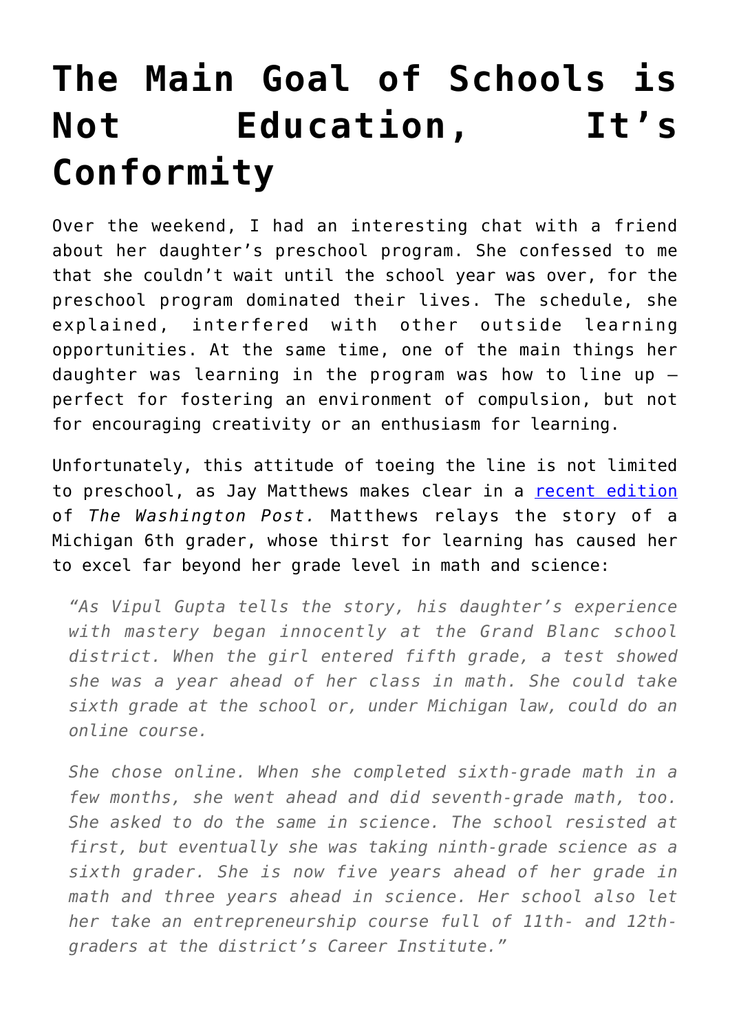# The Main Goal of Schools is Not Education, It's Conformity

Over the weekend, I had an interesting chat with a friend about her daughter's preschool program. She confessed to me that she couldn't wait until the school year was over, for the preschool program dominated their lives. The schedule, she explained, interfered with other outside learning opportunities. At the same time, one of the main things her daughter was learning in the program was how to line up – perfect for fostering an environment of compulsion, but not for encouraging creativity or an enthusiasm for learning.

Unfortunately, this attitude of toeing the line is not limited to preschool, as Jay Matthews makes clear in a [recent edition](#) of *The Washington Post.* Matthews relays the story of a Michigan 6th grader, whose thirst for learning has caused her to excel far beyond her grade level in math and science:

> *"As Vipul Gupta tells the story, his daughter's experience with mastery began innocently at the Grand Blanc school district. When the girl entered fifth grade, a test showed she was a year ahead of her class in math. She could take sixth grade at the school or, under Michigan law, could do an online course.*
>
> *She chose online. When she completed sixth-grade math in a few months, she went ahead and did seventh-grade math, too. She asked to do the same in science. The school resisted at first, but eventually she was taking ninth-grade science as a sixth grader. She is now five years ahead of her grade in math and three years ahead in science. Her school also let her take an entrepreneurship course full of 11th- and 12th-graders at the district's Career Institute."*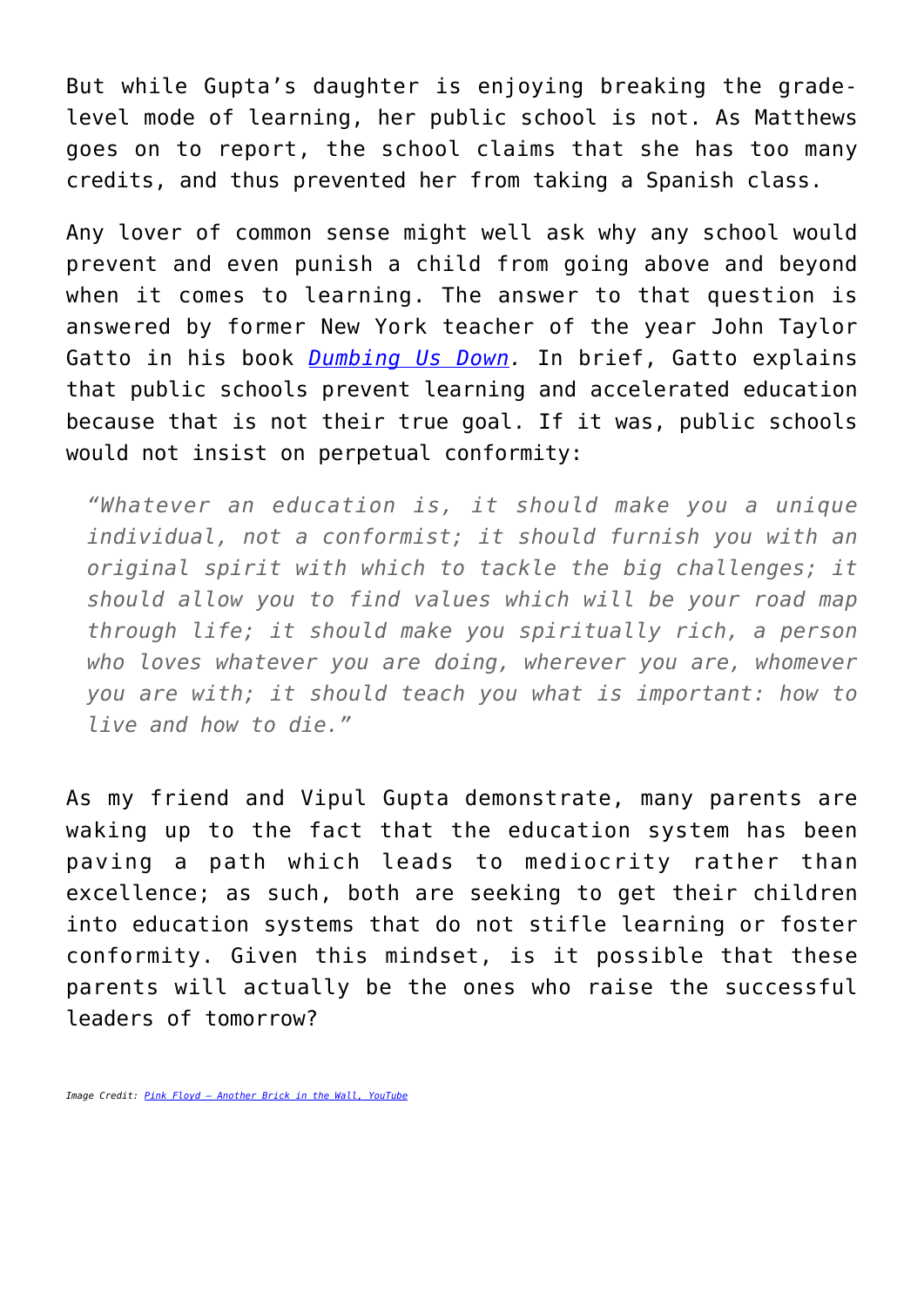But while Gupta's daughter is enjoying breaking the grade-level mode of learning, her public school is not. As Matthews goes on to report, the school claims that she has too many credits, and thus prevented her from taking a Spanish class.

Any lover of common sense might well ask why any school would prevent and even punish a child from going above and beyond when it comes to learning. The answer to that question is answered by former New York teacher of the year John Taylor Gatto in his book [*Dumbing Us Down*](). In brief, Gatto explains that public schools prevent learning and accelerated education because that is not their true goal. If it was, public schools would not insist on perpetual conformity:

> *"Whatever an education is, it should make you a unique individual, not a conformist; it should furnish you with an original spirit with which to tackle the big challenges; it should allow you to find values which will be your road map through life; it should make you spiritually rich, a person who loves whatever you are doing, wherever you are, whomever you are with; it should teach you what is important: how to live and how to die."*

As my friend and Vipul Gupta demonstrate, many parents are waking up to the fact that the education system has been paving a path which leads to mediocrity rather than excellence; as such, both are seeking to get their children into education systems that do not stifle learning or foster conformity. Given this mindset, is it possible that these parents will actually be the ones who raise the successful leaders of tomorrow?

*Image Credit: [Pink Floyd – Another Brick in the Wall, YouTube]()*